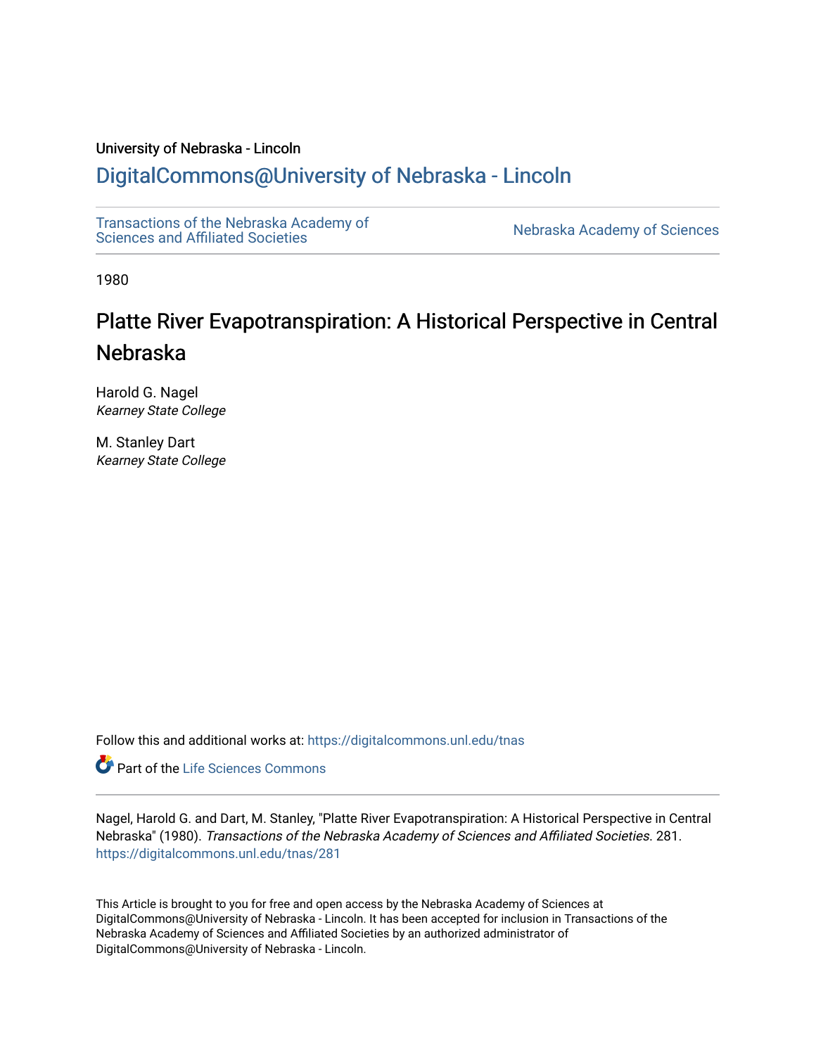University of Nebraska - Lincoln

## DigitalCommons@University of Nebraska - Lincoln

Transactions of the Nebraska Academy of Sciences and Affiliated Societies

Nebraska Academy of Sciences

1980

# Platte River Evapotranspiration: A Historical Perspective in Central Nebraska

Harold G. Nagel
*Kearney State College*

M. Stanley Dart
*Kearney State College*

Follow this and additional works at: https://digitalcommons.unl.edu/tnas

Part of the Life Sciences Commons

Nagel, Harold G. and Dart, M. Stanley, "Platte River Evapotranspiration: A Historical Perspective in Central Nebraska" (1980). *Transactions of the Nebraska Academy of Sciences and Affiliated Societies*. 281.
https://digitalcommons.unl.edu/tnas/281

This Article is brought to you for free and open access by the Nebraska Academy of Sciences at DigitalCommons@University of Nebraska - Lincoln. It has been accepted for inclusion in Transactions of the Nebraska Academy of Sciences and Affiliated Societies by an authorized administrator of DigitalCommons@University of Nebraska - Lincoln.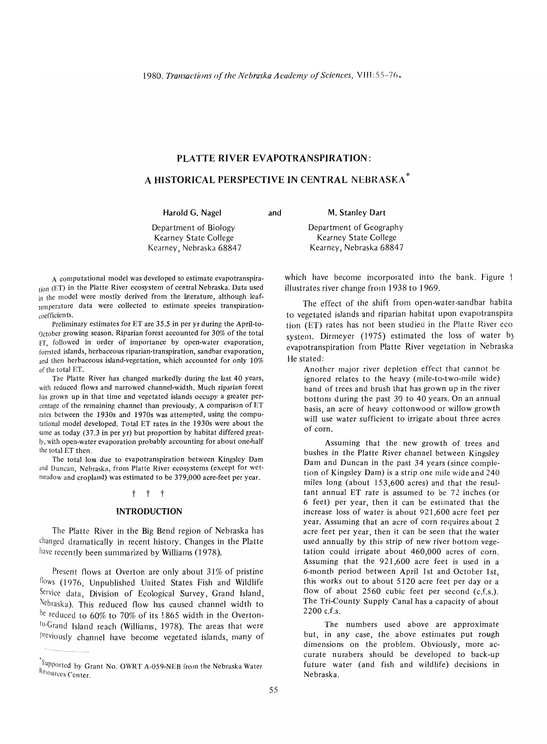# PLATTE RIVER EVAPOTRANSPIRATION:

# A HISTORICAL PERSPECTIVE IN CENTRAL NEBRASKA*

**Harold G. Nagel**
Department of Biology
Kearney State College
Kearney, Nebraska 68847

and

**M. Stanley Dart**
Department of Geography
Kearney State College
Kearney, Nebraska 68847

A computational model was developed to estimate evapotranspiration (ET) in the Platte River ecosystem of central Nebraska. Data used in the model were mostly derived from the literature, although leaf-temperature data were collected to estimate species transpiration-coefficients.

Preliminary estimates for ET are 35.5 in per yr during the April-to-October growing season. Riparian forest accounted for 30% of the total ET, followed in order of importance by open-water evaporation, forested islands, herbaceous riparian-transpiration, sandbar evaporation, and then herbaceous island-vegetation, which accounted for only 10% of the total ET.

The Platte River has changed markedly during the last 40 years, with reduced flows and narrowed channel-width. Much riparian forest has grown up in that time and vegetated islands occupy a greater percentage of the remaining channel than previously. A comparison of ET rates between the 1930s and 1970s was attempted, using the computational model developed. Total ET rates in the 1930s were about the same as today (37.3 in per yr) but proportion by habitat differed greatly, with open-water evaporation probably accounting for about one-half the total ET then.

The total loss due to evapotranspiration between Kingsley Dam and Duncan, Nebraska, from Platte River ecosystems (except for wet-meadow and cropland) was estimated to be 379,000 acre-feet per year.

† † †

## INTRODUCTION

The Platte River in the Big Bend region of Nebraska has changed dramatically in recent history. Changes in the Platte have recently been summarized by Williams (1978).

Present flows at Overton are only about 31% of pristine flows (1976, Unpublished United States Fish and Wildlife Service data, Division of Ecological Survey, Grand Island, Nebraska). This reduced flow has caused channel width to be reduced to 60% to 70% of its 1865 width in the Overton-to-Grand Island reach (Williams, 1978). The areas that were previously channel have become vegetated islands, many of which have become incorporated into the bank. Figure 1 illustrates river change from 1938 to 1969.

The effect of the shift from open-water-sandbar habitat to vegetated islands and riparian habitat upon evapotranspiration (ET) rates has not been studied in the Platte River ecosystem. Dirmeyer (1975) estimated the loss of water by evapotranspiration from Platte River vegetation in Nebraska. He stated:

> Another major river depletion effect that cannot be ignored relates to the heavy (mile-to-two-mile wide) band of trees and brush that has grown up in the river bottom during the past 30 to 40 years. On an annual basis, an acre of heavy cottonwood or willow growth will use water sufficient to irrigate about three acres of corn.
>
> Assuming that the new growth of trees and bushes in the Platte River channel between Kingsley Dam and Duncan in the past 34 years (since completion of Kingsley Dam) is a strip one mile wide and 240 miles long (about 153,600 acres) and that the resultant annual ET rate is assumed to be 72 inches (or 6 feet) per year, then it can be estimated that the increase loss of water is about 921,600 acre feet per year. Assuming that an acre of corn requires about 2 acre feet per year, then it can be seen that the water used annually by this strip of new river bottom vegetation could irrigate about 460,000 acres of corn. Assuming that the 921,600 acre feet is used in a 6-month period between April 1st and October 1st, this works out to about 5120 acre feet per day or a flow of about 2560 cubic feet per second (c.f.s.). The Tri-County Supply Canal has a capacity of about 2200 c.f.s.
>
> The numbers used above are approximate but, in any case, the above estimates put rough dimensions on the problem. Obviously, more accurate numbers should be developed to back-up future water (and fish and wildlife) decisions in Nebraska.

*Supported by Grant No. OWRT A-059-NEB from the Nebraska Water Resources Center.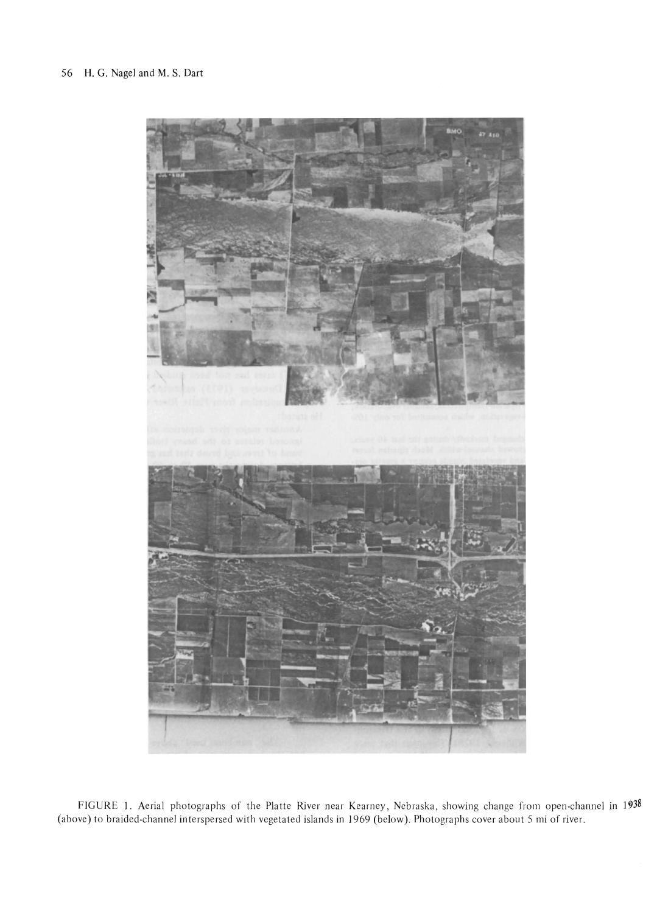FIGURE 1. Aerial photographs of the Platte River near Kearney, Nebraska, showing change from open-channel in 1938 (above) to braided-channel interspersed with vegetated islands in 1969 (below). Photographs cover about 5 mi of river.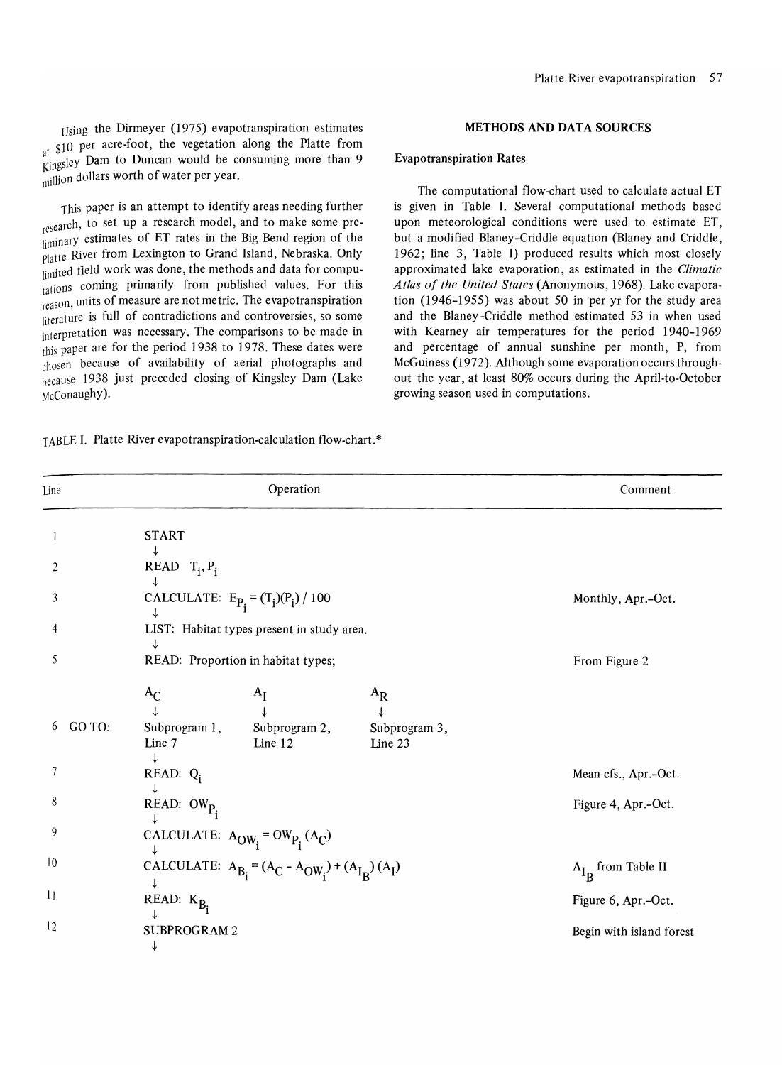Using the Dirmeyer (1975) evapotranspiration estimates at $10 per acre-foot, the vegetation along the Platte from Kingsley Dam to Duncan would be consuming more than 9 million dollars worth of water per year.

This paper is an attempt to identify areas needing further research, to set up a research model, and to make some preliminary estimates of ET rates in the Big Bend region of the Platte River from Lexington to Grand Island, Nebraska. Only limited field work was done, the methods and data for computations coming primarily from published values. For this reason, units of measure are not metric. The evapotranspiration literature is full of contradictions and controversies, so some interpretation was necessary. The comparisons to be made in this paper are for the period 1938 to 1978. These dates were chosen because of availability of aerial photographs and because 1938 just preceded closing of Kingsley Dam (Lake McConaughy).

## METHODS AND DATA SOURCES

### Evapotranspiration Rates

The computational flow-chart used to calculate actual ET is given in Table I. Several computational methods based upon meteorological conditions were used to estimate ET, but a modified Blaney-Criddle equation (Blaney and Criddle, 1962; line 3, Table I) produced results which most closely approximated lake evaporation, as estimated in the *Climatic Atlas of the United States* (Anonymous, 1968). Lake evaporation (1946-1955) was about 50 in per yr for the study area and the Blaney-Criddle method estimated 53 in when used with Kearney air temperatures for the period 1940-1969 and percentage of annual sunshine per month, P, from McGuiness (1972). Although some evaporation occurs throughout the year, at least 80% occurs during the April-to-October growing season used in computations.

TABLE I. Platte River evapotranspiration-calculation flow-chart.*

| Line | Operation | Comment |
|---|---|---|
| 1 | START ↓ | |
| 2 | READ $T_i, P_i$ ↓ | |
| 3 | CALCULATE: $E_{P_i} = (T_i)(P_i) / 100$ ↓ | Monthly, Apr.-Oct. |
| 4 | LIST: Habitat types present in study area. ↓ | |
| 5 | READ: Proportion in habitat types; | From Figure 2 |
| | $A_C$ ↓ &nbsp;&nbsp; $A_I$ ↓ &nbsp;&nbsp; $A_R$ ↓ | |
| 6 GO TO: | Subprogram 1, Line 7 ↓ &nbsp;&nbsp; Subprogram 2, Line 12 &nbsp;&nbsp; Subprogram 3, Line 23 | |
| 7 | READ: $Q_i$ ↓ | Mean cfs., Apr.-Oct. |
| 8 | READ: $OW_{P_i}$ ↓ | Figure 4, Apr.-Oct. |
| 9 | CALCULATE: $A_{OW_i} = OW_{P_i} (A_C)$ ↓ | |
| 10 | CALCULATE: $A_{B_i} = (A_C - A_{OW_i}) + (A_{I_B}) (A_I)$ ↓ | $A_{I_B}$ from Table II |
| 11 | READ: $K_{B_i}$ ↓ | Figure 6, Apr.-Oct. |
| 12 | SUBPROGRAM 2 ↓ | Begin with island forest |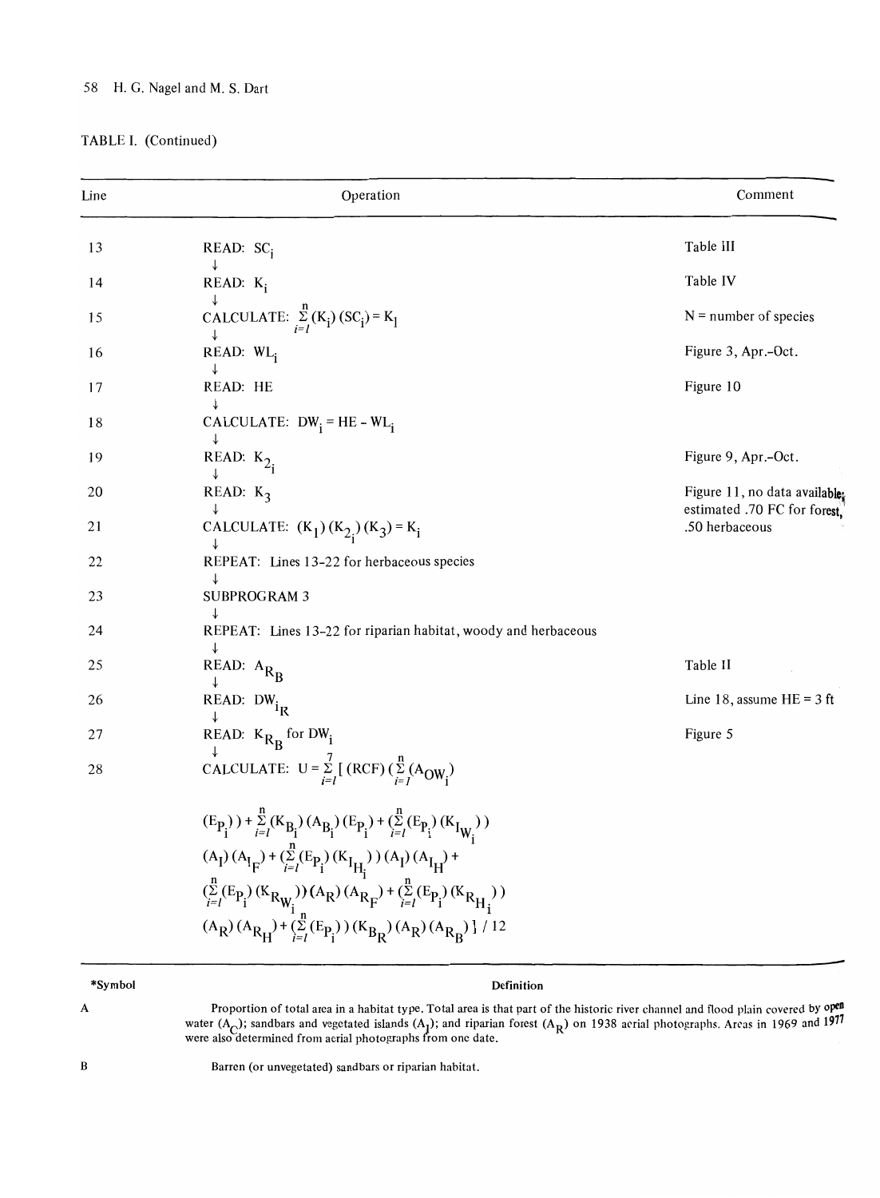TABLE I. (Continued)

| Line | Operation | Comment |
|---|---|---|
| 13 | READ: $SC_i$ | Table III |
| 14 | READ: $K_i$ | Table IV |
| 15 | CALCULATE: $\sum_{i=1}^{n} (K_i)(SC_i) = K_1$ | N = number of species |
| 16 | READ: $WL_i$ | Figure 3, Apr.-Oct. |
| 17 | READ: HE | Figure 10 |
| 18 | CALCULATE: $DW_i = HE - WL_i$ | |
| 19 | READ: $K_{2_i}$ | Figure 9, Apr.-Oct. |
| 20 | READ: $K_3$ | Figure 11, no data available; estimated .70 FC for forest, .50 herbaceous |
| 21 | CALCULATE: $(K_1)(K_{2_i})(K_3) = K_i$ | |
| 22 | REPEAT: Lines 13-22 for herbaceous species | |
| 23 | SUBPROGRAM 3 | |
| 24 | REPEAT: Lines 13-22 for riparian habitat, woody and herbaceous | |
| 25 | READ: $A_{R_B}$ | Table II |
| 26 | READ: $DW_{i_R}$ | Line 18, assume HE = 3 ft |
| 27 | READ: $K_{R_B}$ for $DW_i$ | Figure 5 |
| 28 | CALCULATE: $U = \sum_{i=1}^{7} [ (RCF) (\sum_{i=1}^{n} (A_{OW_i}) (E_{P_i}) ) + \sum_{i=1}^{n} (K_{B_i}) (A_{B_i}) (E_{P_i}) + (\sum_{i=1}^{n} (E_{P_i}) (K_{I_{W_i}}) ) (A_I) (A_{I_F}) + (\sum_{i=1}^{n} (E_{P_i}) (K_{I_{H_i}}) ) (A_I) (A_{I_H}) + (\sum_{i=1}^{n} (E_{P_i}) (K_{R_{W_i}}) ) (A_R) (A_{R_F}) + (\sum_{i=1}^{n} (E_{P_i}) (K_{R_{H_i}}) ) (A_R) (A_{R_H}) + (\sum_{i=1}^{n} (E_{P_i}) ) (K_{B_R}) (A_R) (A_{R_B}) ] / 12$ | |

| *Symbol | Definition |
|---|---|
| A | Proportion of total area in a habitat type. Total area is that part of the historic river channel and flood plain covered by open water ($A_C$); sandbars and vegetated islands ($A_I$); and riparian forest ($A_R$) on 1938 aerial photographs. Areas in 1969 and 1977 were also determined from aerial photographs from one date. |
| B | Barren (or unvegetated) sandbars or riparian habitat. |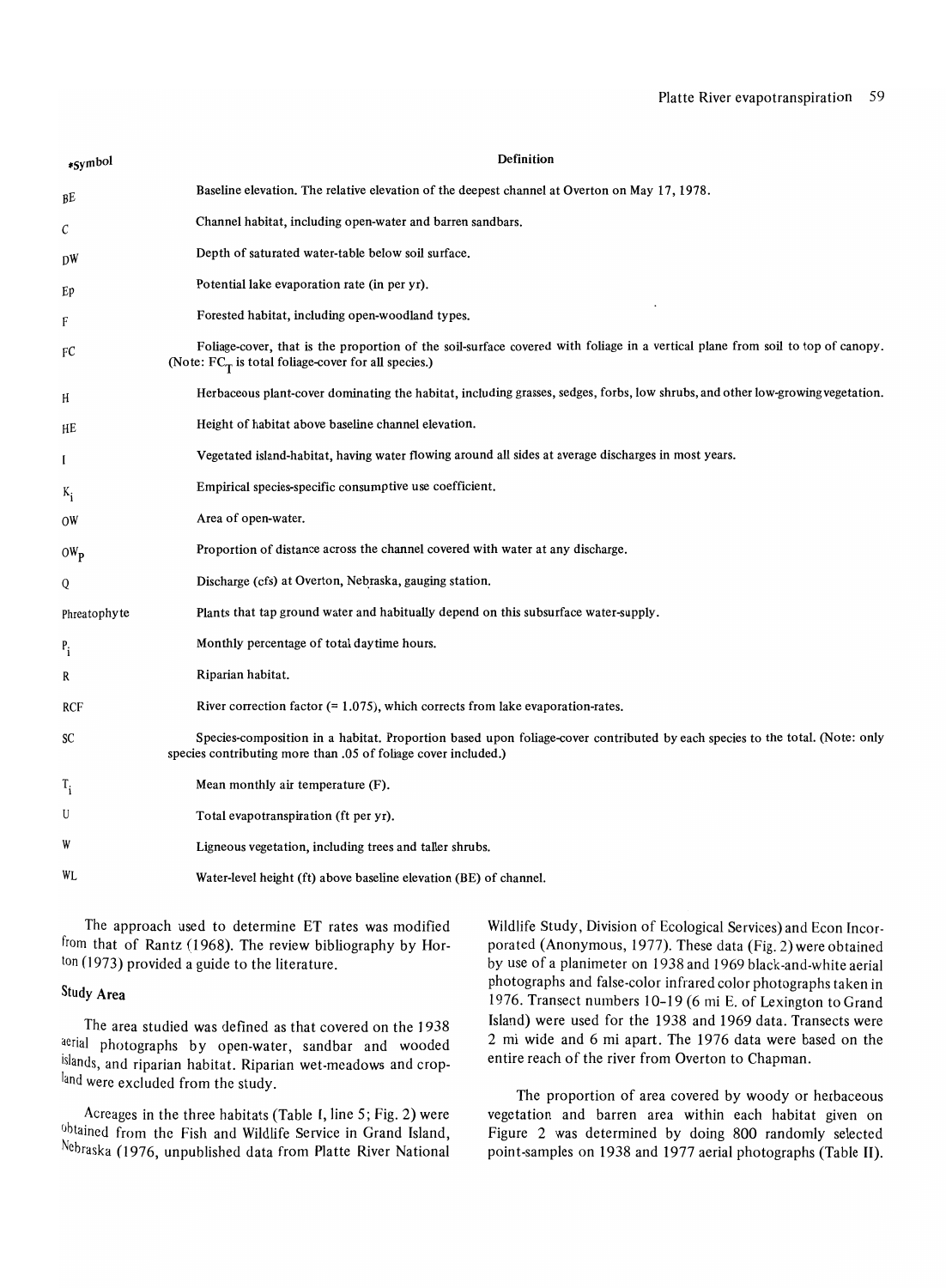| *Symbol | Definition |
| --- | --- |
| BE | Baseline elevation. The relative elevation of the deepest channel at Overton on May 17, 1978. |
| C | Channel habitat, including open-water and barren sandbars. |
| DW | Depth of saturated water-table below soil surface. |
| Ep | Potential lake evaporation rate (in per yr). |
| F | Forested habitat, including open-woodland types. |
| FC | Foliage-cover, that is the proportion of the soil-surface covered with foliage in a vertical plane from soil to top of canopy. (Note: $FC_T$ is total foliage-cover for all species.) |
| H | Herbaceous plant-cover dominating the habitat, including grasses, sedges, forbs, low shrubs, and other low-growing vegetation. |
| HE | Height of habitat above baseline channel elevation. |
| I | Vegetated island-habitat, having water flowing around all sides at average discharges in most years. |
| $K_i$ | Empirical species-specific consumptive use coefficient. |
| OW | Area of open-water. |
| $OW_p$ | Proportion of distance across the channel covered with water at any discharge. |
| Q | Discharge (cfs) at Overton, Nebraska, gauging station. |
| Phreatophyte | Plants that tap ground water and habitually depend on this subsurface water-supply. |
| $P_i$ | Monthly percentage of total daytime hours. |
| R | Riparian habitat. |
| RCF | River correction factor (= 1.075), which corrects from lake evaporation-rates. |
| SC | Species-composition in a habitat. Proportion based upon foliage-cover contributed by each species to the total. (Note: only species contributing more than .05 of foliage cover included.) |
| $T_i$ | Mean monthly air temperature (F). |
| U | Total evapotranspiration (ft per yr). |
| W | Ligneous vegetation, including trees and taller shrubs. |
| WL | Water-level height (ft) above baseline elevation (BE) of channel. |

The approach used to determine ET rates was modified from that of Rantz (1968). The review bibliography by Horton (1973) provided a guide to the literature.

## Study Area

The area studied was defined as that covered on the 1938 aerial photographs by open-water, sandbar and wooded islands, and riparian habitat. Riparian wet-meadows and cropland were excluded from the study.

Acreages in the three habitats (Table I, line 5; Fig. 2) were obtained from the Fish and Wildlife Service in Grand Island, Nebraska (1976, unpublished data from Platte River National Wildlife Study, Division of Ecological Services) and Econ Incorporated (Anonymous, 1977). These data (Fig. 2) were obtained by use of a planimeter on 1938 and 1969 black-and-white aerial photographs and false-color infrared color photographs taken in 1976. Transect numbers 10–19 (6 mi E. of Lexington to Grand Island) were used for the 1938 and 1969 data. Transects were 2 mi wide and 6 mi apart. The 1976 data were based on the entire reach of the river from Overton to Chapman.

The proportion of area covered by woody or herbaceous vegetation and barren area within each habitat given on Figure 2 was determined by doing 800 randomly selected point-samples on 1938 and 1977 aerial photographs (Table II).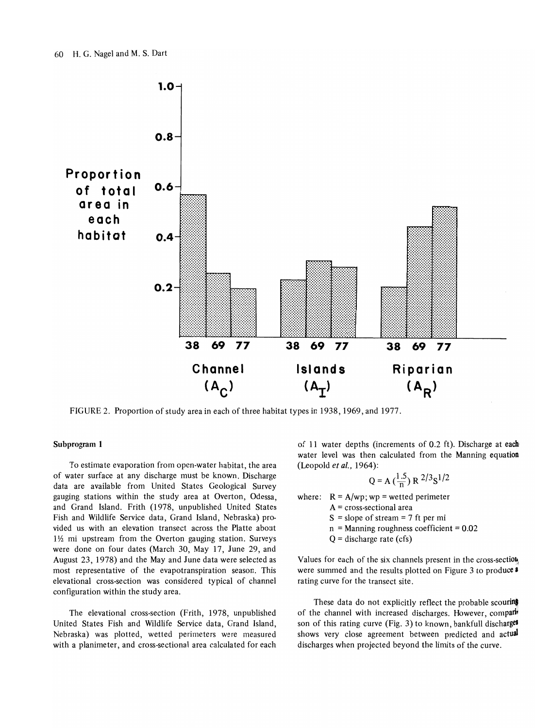FIGURE 2. Proportion of study area in each of three habitat types in 1938, 1969, and 1977.

#### Subprogram 1

To estimate evaporation from open-water habitat, the area of water surface at any discharge must be known. Discharge data are available from United States Geological Survey gauging stations within the study area at Overton, Odessa, and Grand Island. Frith (1978, unpublished United States Fish and Wildlife Service data, Grand Island, Nebraska) provided us with an elevation transect across the Platte about 1½ mi upstream from the Overton gauging station. Surveys were done on four dates (March 30, May 17, June 29, and August 23, 1978) and the May and June data were selected as most representative of the evapotranspiration season. This elevational cross-section was considered typical of channel configuration within the study area.

The elevational cross-section (Frith, 1978, unpublished United States Fish and Wildlife Service data, Grand Island, Nebraska) was plotted, wetted perimeters were measured with a planimeter, and cross-sectional area calculated for each of 11 water depths (increments of 0.2 ft). Discharge at each water level was then calculated from the Manning equation (Leopold *et al.*, 1964):

$$Q = A\left(\frac{1.5}{n}\right) R^{2/3} S^{1/2}$$

where: $R = A/wp$; wp = wetted perimeter
$A$ = cross-sectional area
$S$ = slope of stream = 7 ft per mi
$n$ = Manning roughness coefficient = 0.02
$Q$ = discharge rate (cfs)

Values for each of the six channels present in the cross-section were summed and the results plotted on Figure 3 to produce a rating curve for the transect site.

These data do not explicitly reflect the probable scouring of the channel with increased discharges. However, comparison of this rating curve (Fig. 3) to known, bankfull discharges shows very close agreement between predicted and actual discharges when projected beyond the limits of the curve.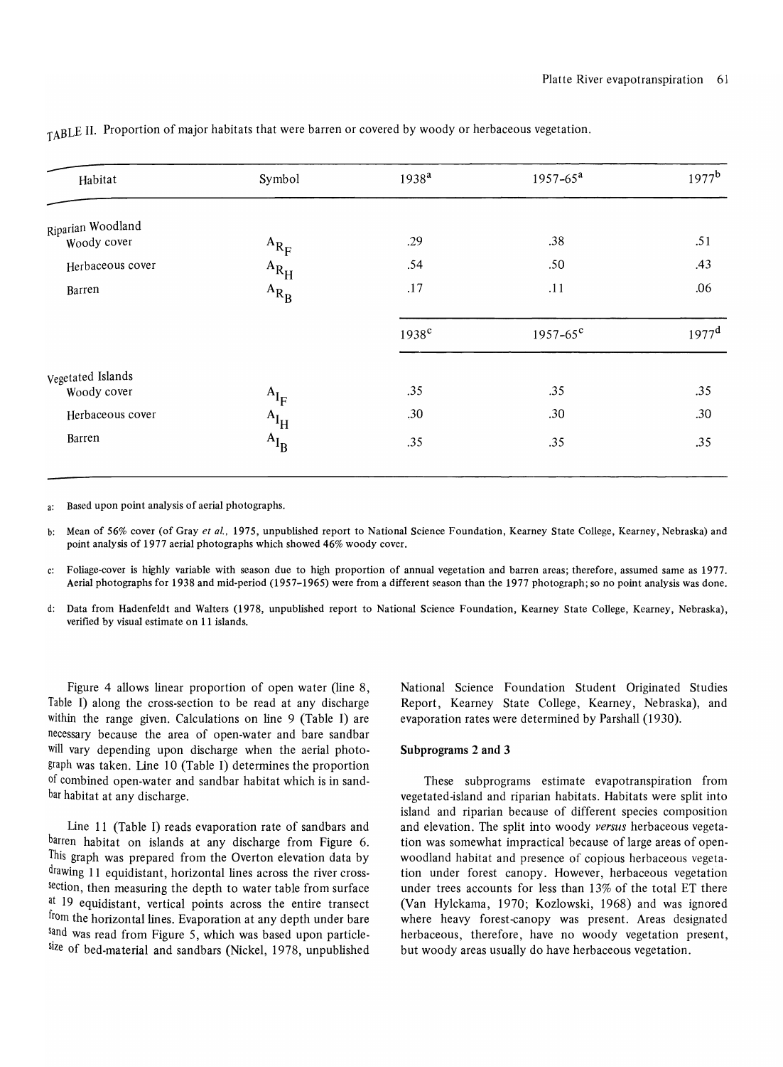TABLE II. Proportion of major habitats that were barren or covered by woody or herbaceous vegetation.

| Habitat | Symbol | 1938[a] | 1957–65[a] | 1977[b] |
|---|---|---|---|---|
| Riparian Woodland | | | | |
| Woody cover | $A_{R_F}$ | .29 | .38 | .51 |
| Herbaceous cover | $A_{R_H}$ | .54 | .50 | .43 |
| Barren | $A_{R_B}$ | .17 | .11 | .06 |
| | | 1938[c] | 1957–65[c] | 1977[d] |
| Vegetated Islands | | | | |
| Woody cover | $A_{I_F}$ | .35 | .35 | .35 |
| Herbaceous cover | $A_{I_H}$ | .30 | .30 | .30 |
| Barren | $A_{I_B}$ | .35 | .35 | .35 |

a: Based upon point analysis of aerial photographs.

b: Mean of 56% cover (of Gray *et al.,* 1975, unpublished report to National Science Foundation, Kearney State College, Kearney, Nebraska) and point analysis of 1977 aerial photographs which showed 46% woody cover.

c: Foliage-cover is highly variable with season due to high proportion of annual vegetation and barren areas; therefore, assumed same as 1977. Aerial photographs for 1938 and mid-period (1957–1965) were from a different season than the 1977 photograph; so no point analysis was done.

d: Data from Hadenfeldt and Walters (1978, unpublished report to National Science Foundation, Kearney State College, Kearney, Nebraska), verified by visual estimate on 11 islands.

Figure 4 allows linear proportion of open water (line 8, Table I) along the cross-section to be read at any discharge within the range given. Calculations on line 9 (Table I) are necessary because the area of open-water and bare sandbar will vary depending upon discharge when the aerial photograph was taken. Line 10 (Table I) determines the proportion of combined open-water and sandbar habitat which is in sandbar habitat at any discharge.

Line 11 (Table I) reads evaporation rate of sandbars and barren habitat on islands at any discharge from Figure 6. This graph was prepared from the Overton elevation data by drawing 11 equidistant, horizontal lines across the river cross-section, then measuring the depth to water table from surface at 19 equidistant, vertical points across the entire transect from the horizontal lines. Evaporation at any depth under bare sand was read from Figure 5, which was based upon particle-size of bed-material and sandbars (Nickel, 1978, unpublished National Science Foundation Student Originated Studies Report, Kearney State College, Kearney, Nebraska), and evaporation rates were determined by Parshall (1930).

### Subprograms 2 and 3

These subprograms estimate evapotranspiration from vegetated-island and riparian habitats. Habitats were split into island and riparian because of different species composition and elevation. The split into woody *versus* herbaceous vegetation was somewhat impractical because of large areas of open-woodland habitat and presence of copious herbaceous vegetation under forest canopy. However, herbaceous vegetation under trees accounts for less than 13% of the total ET there (Van Hylckama, 1970; Kozlowski, 1968) and was ignored where heavy forest-canopy was present. Areas designated herbaceous, therefore, have no woody vegetation present, but woody areas usually do have herbaceous vegetation.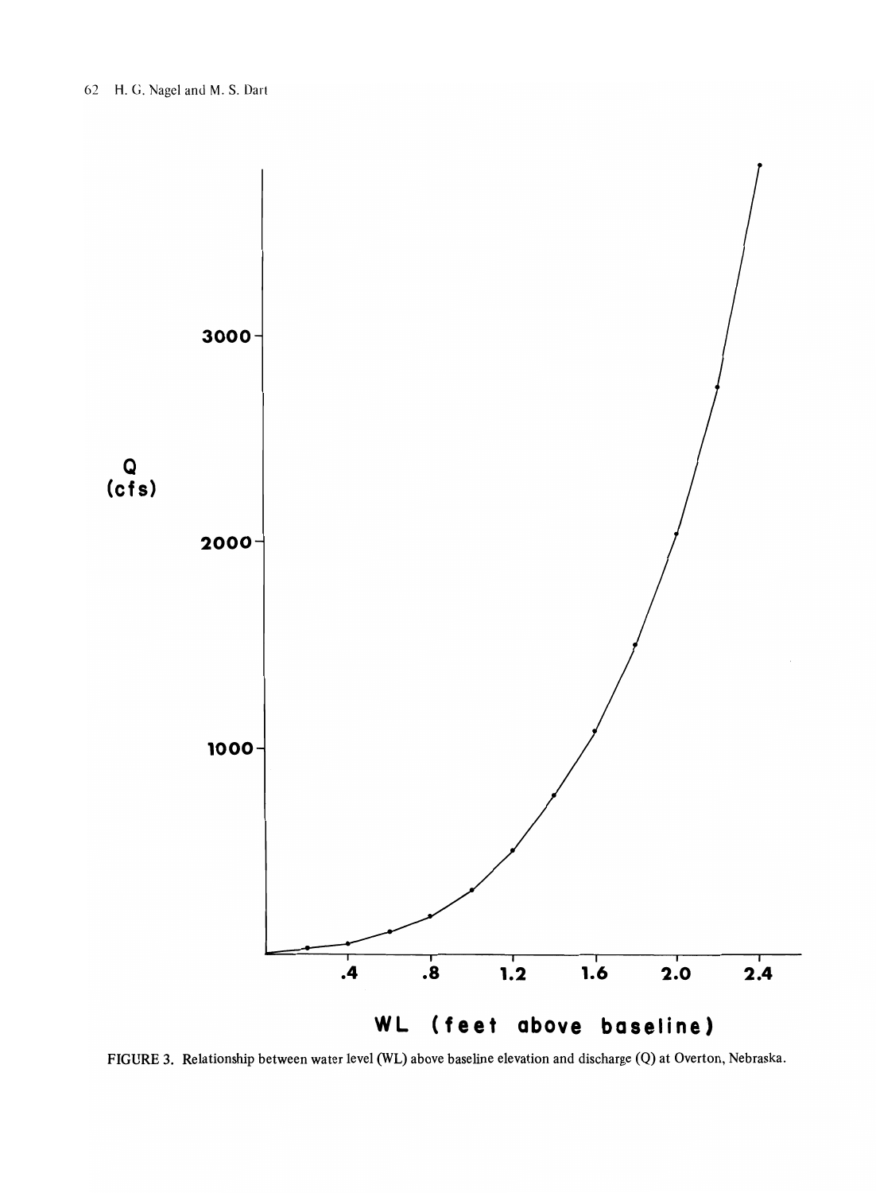FIGURE 3. Relationship between water level (WL) above baseline elevation and discharge (Q) at Overton, Nebraska.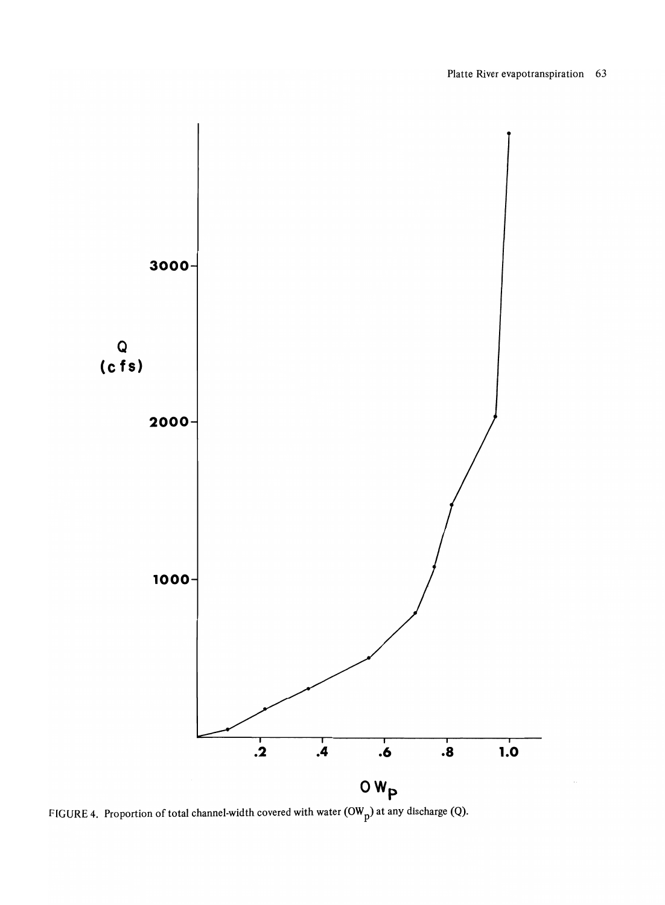FIGURE 4. Proportion of total channel-width covered with water ($OW_p$) at any discharge (Q).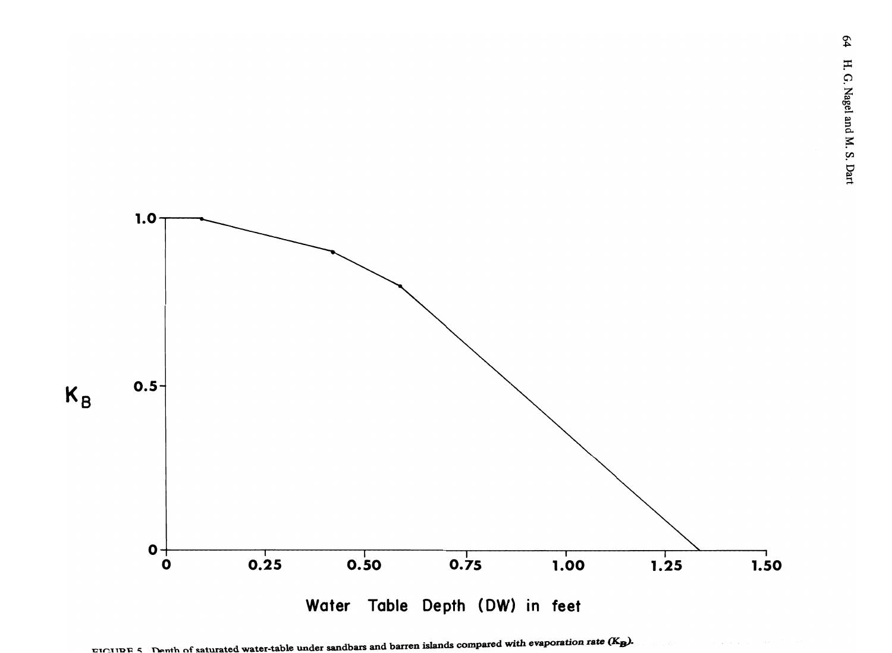FIGURE 5. Depth of saturated water-table under sandbars and barren islands compared with evaporation rate ($K_B$).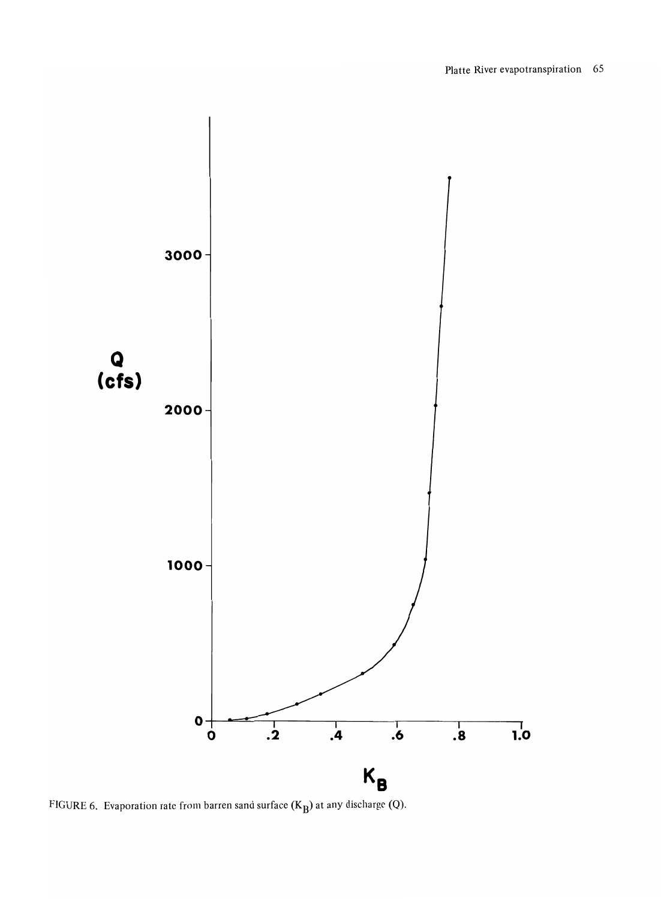FIGURE 6. Evaporation rate from barren sand surface ($K_B$) at any discharge (Q).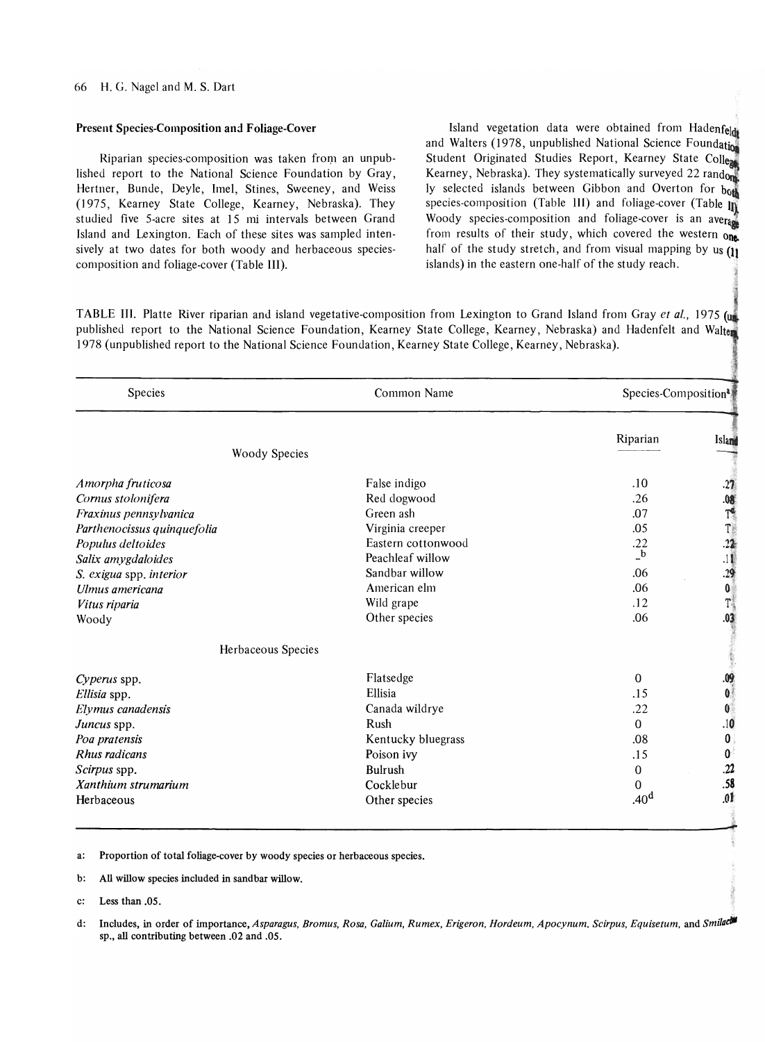## Present Species-Composition and Foliage-Cover

Riparian species-composition was taken from an unpublished report to the National Science Foundation by Gray, Hertner, Bunde, Deyle, Imel, Stines, Sweeney, and Weiss (1975, Kearney State College, Kearney, Nebraska). They studied five 5-acre sites at 15 mi intervals between Grand Island and Lexington. Each of these sites was sampled intensively at two dates for both woody and herbaceous species-composition and foliage-cover (Table III).

Island vegetation data were obtained from Hadenfeldt and Walters (1978, unpublished National Science Foundation Student Originated Studies Report, Kearney State College, Kearney, Nebraska). They systematically surveyed 22 randomly selected islands between Gibbon and Overton for both species-composition (Table III) and foliage-cover (Table II). Woody species-composition and foliage-cover is an average from results of their study, which covered the western one-half of the study stretch, and from visual mapping by us (11 islands) in the eastern one-half of the study reach.

TABLE III. Platte River riparian and island vegetative-composition from Lexington to Grand Island from Gray *et al.,* 1975 (unpublished report to the National Science Foundation, Kearney State College, Kearney, Nebraska) and Hadenfelt and Walters 1978 (unpublished report to the National Science Foundation, Kearney State College, Kearney, Nebraska).

| Species | Common Name | Species-Composition[a] | |
|---|---|---|---|
| | | Riparian | Island |
| **Woody Species** | | | |
| *Amorpha fruticosa* | False indigo | .10 | .27 |
| *Cornus stolonifera* | Red dogwood | .26 | .08 |
| *Fraxinus pennsylvanica* | Green ash | .07 | T[c] |
| *Parthenocissus quinquefolia* | Virginia creeper | .05 | T |
| *Populus deltoides* | Eastern cottonwood | .22 | .22 |
| *Salix amygdaloides* | Peachleaf willow | –[b] | .11 |
| *S. exigua* spp. *interior* | Sandbar willow | .06 | .29 |
| *Ulmus americana* | American elm | .06 | 0 |
| *Vitus riparia* | Wild grape | .12 | T |
| Woody | Other species | .06 | .03 |
| **Herbaceous Species** | | | |
| *Cyperus* spp. | Flatsedge | 0 | .09 |
| *Ellisia* spp. | Ellisia | .15 | 0 |
| *Elymus canadensis* | Canada wildrye | .22 | 0 |
| *Juncus* spp. | Rush | 0 | .10 |
| *Poa pratensis* | Kentucky bluegrass | .08 | 0 |
| *Rhus radicans* | Poison ivy | .15 | 0 |
| *Scirpus* spp. | Bulrush | 0 | .22 |
| *Xanthium strumarium* | Cocklebur | 0 | .58 |
| Herbaceous | Other species | .40[d] | .01 |

a: Proportion of total foliage-cover by woody species or herbaceous species.

b: All willow species included in sandbar willow.

c: Less than .05.

d: Includes, in order of importance, *Asparagus, Bromus, Rosa, Galium, Rumex, Erigeron, Hordeum, Apocynum, Scirpus, Equisetum,* and *Smilacina* sp., all contributing between .02 and .05.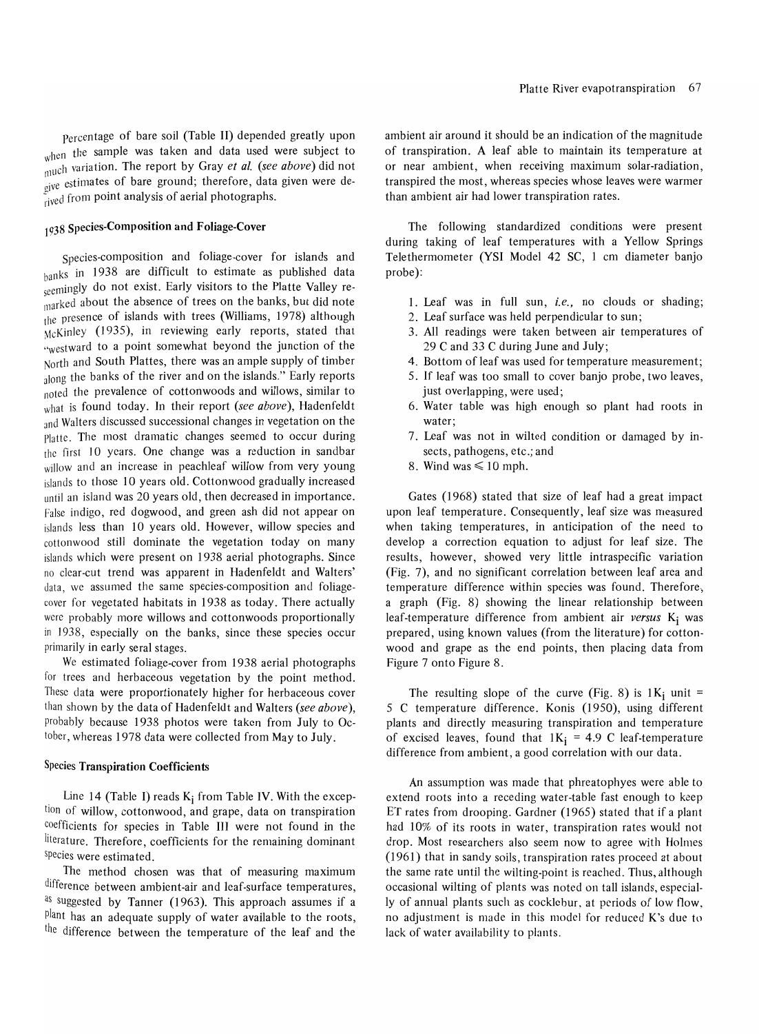Percentage of bare soil (Table II) depended greatly upon when the sample was taken and data used were subject to much variation. The report by Gray *et al.* (*see above*) did not give estimates of bare ground; therefore, data given were derived from point analysis of aerial photographs.

### 1938 Species-Composition and Foliage-Cover

Species-composition and foliage-cover for islands and banks in 1938 are difficult to estimate as published data seemingly do not exist. Early visitors to the Platte Valley remarked about the absence of trees on the banks, but did note the presence of islands with trees (Williams, 1978) although McKinley (1935), in reviewing early reports, stated that "westward to a point somewhat beyond the junction of the North and South Plattes, there was an ample supply of timber along the banks of the river and on the islands." Early reports noted the prevalence of cottonwoods and willows, similar to what is found today. In their report (*see above*), Hadenfeldt and Walters discussed successional changes in vegetation on the Platte. The most dramatic changes seemed to occur during the first 10 years. One change was a reduction in sandbar willow and an increase in peachleaf willow from very young islands to those 10 years old. Cottonwood gradually increased until an island was 20 years old, then decreased in importance. False indigo, red dogwood, and green ash did not appear on islands less than 10 years old. However, willow species and cottonwood still dominate the vegetation today on many islands which were present on 1938 aerial photographs. Since no clear-cut trend was apparent in Hadenfeldt and Walters' data, we assumed the same species-composition and foliage-cover for vegetated habitats in 1938 as today. There actually were probably more willows and cottonwoods proportionally in 1938, especially on the banks, since these species occur primarily in early seral stages.

We estimated foliage-cover from 1938 aerial photographs for trees and herbaceous vegetation by the point method. These data were proportionately higher for herbaceous cover than shown by the data of Hadenfeldt and Walters (*see above*), probably because 1938 photos were taken from July to October, whereas 1978 data were collected from May to July.

### Species Transpiration Coefficients

Line 14 (Table I) reads $K_i$ from Table IV. With the exception of willow, cottonwood, and grape, data on transpiration coefficients for species in Table III were not found in the literature. Therefore, coefficients for the remaining dominant species were estimated.

The method chosen was that of measuring maximum difference between ambient-air and leaf-surface temperatures, as suggested by Tanner (1963). This approach assumes if a plant has an adequate supply of water available to the roots, the difference between the temperature of the leaf and the ambient air around it should be an indication of the magnitude of transpiration. A leaf able to maintain its temperature at or near ambient, when receiving maximum solar-radiation, transpired the most, whereas species whose leaves were warmer than ambient air had lower transpiration rates.

The following standardized conditions were present during taking of leaf temperatures with a Yellow Springs Telethermometer (YSI Model 42 SC, 1 cm diameter banjo probe):

1. Leaf was in full sun, *i.e.,* no clouds or shading;
2. Leaf surface was held perpendicular to sun;
3. All readings were taken between air temperatures of 29 C and 33 C during June and July;
4. Bottom of leaf was used for temperature measurement;
5. If leaf was too small to cover banjo probe, two leaves, just overlapping, were used;
6. Water table was high enough so plant had roots in water;
7. Leaf was not in wilted condition or damaged by insects, pathogens, etc.; and
8. Wind was $\leqslant 10$ mph.

Gates (1968) stated that size of leaf had a great impact upon leaf temperature. Consequently, leaf size was measured when taking temperatures, in anticipation of the need to develop a correction equation to adjust for leaf size. The results, however, showed very little intraspecific variation (Fig. 7), and no significant correlation between leaf area and temperature difference within species was found. Therefore, a graph (Fig. 8) showing the linear relationship between leaf-temperature difference from ambient air *versus* $K_i$ was prepared, using known values (from the literature) for cottonwood and grape as the end points, then placing data from Figure 7 onto Figure 8.

The resulting slope of the curve (Fig. 8) is $1K_i$ unit = 5 C temperature difference. Konis (1950), using different plants and directly measuring transpiration and temperature of excised leaves, found that $1K_i$ = 4.9 C leaf-temperature difference from ambient, a good correlation with our data.

An assumption was made that phreatophyes were able to extend roots into a receding water-table fast enough to keep ET rates from drooping. Gardner (1965) stated that if a plant had 10% of its roots in water, transpiration rates would not drop. Most researchers also seem now to agree with Holmes (1961) that in sandy soils, transpiration rates proceed at about the same rate until the wilting-point is reached. Thus, although occasional wilting of plants was noted on tall islands, especially of annual plants such as cocklebur, at periods of low flow, no adjustment is made in this model for reduced K's due to lack of water availability to plants.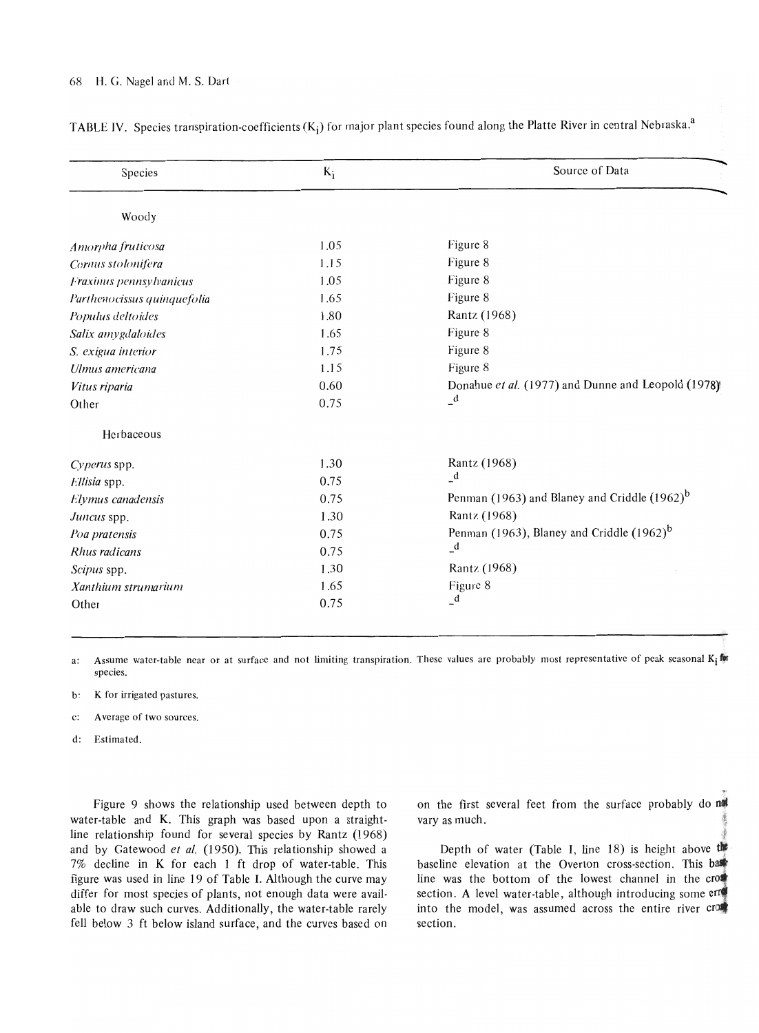TABLE IV. Species transpiration-coefficients ($K_i$) for major plant species found along the Platte River in central Nebraska.[a]

| Species | $K_i$ | Source of Data |
|---|---|---|
| Woody | | |
| *Amorpha fruticosa* | 1.05 | Figure 8 |
| *Cornus stolonifera* | 1.15 | Figure 8 |
| *Fraxinus pennsylvanicus* | 1.05 | Figure 8 |
| *Parthenocissus quinquefolia* | 1.65 | Figure 8 |
| *Populus deltoides* | 1.80 | Rantz (1968) |
| *Salix amygdaloides* | 1.65 | Figure 8 |
| *S. exigua interior* | 1.75 | Figure 8 |
| *Ulmus americana* | 1.15 | Figure 8 |
| *Vitus riparia* | 0.60 | Donahue *et al.* (1977) and Dunne and Leopold (1978) |
| Other | 0.75 | –[d] |
| Herbaceous | | |
| *Cyperus* spp. | 1.30 | Rantz (1968) |
| *Ellisia* spp. | 0.75 | –[d] |
| *Elymus canadensis* | 0.75 | Penman (1963) and Blaney and Criddle (1962)[b] |
| *Juncus* spp. | 1.30 | Rantz (1968) |
| *Poa pratensis* | 0.75 | Penman (1963), Blaney and Criddle (1962)[b] |
| *Rhus radicans* | 0.75 | –[d] |
| *Scipus* spp. | 1.30 | Rantz (1968) |
| *Xanthium strumarium* | 1.65 | Figure 8 |
| Other | 0.75 | –[d] |

a: Assume water-table near or at surface and not limiting transpiration. These values are probably most representative of peak seasonal $K_i$ for species.

b: K for irrigated pastures.

c: Average of two sources.

d: Estimated.

Figure 9 shows the relationship used between depth to water-table and K. This graph was based upon a straight-line relationship found for several species by Rantz (1968) and by Gatewood *et al.* (1950). This relationship showed a 7% decline in K for each 1 ft drop of water-table. This figure was used in line 19 of Table I. Although the curve may differ for most species of plants, not enough data were available to draw such curves. Additionally, the water-table rarely fell below 3 ft below island surface, and the curves based on the first several feet from the surface probably do not vary as much.

Depth of water (Table I, line 18) is height above the baseline elevation at the Overton cross-section. This baseline was the bottom of the lowest channel in the cross section. A level water-table, although introducing some error into the model, was assumed across the entire river cross section.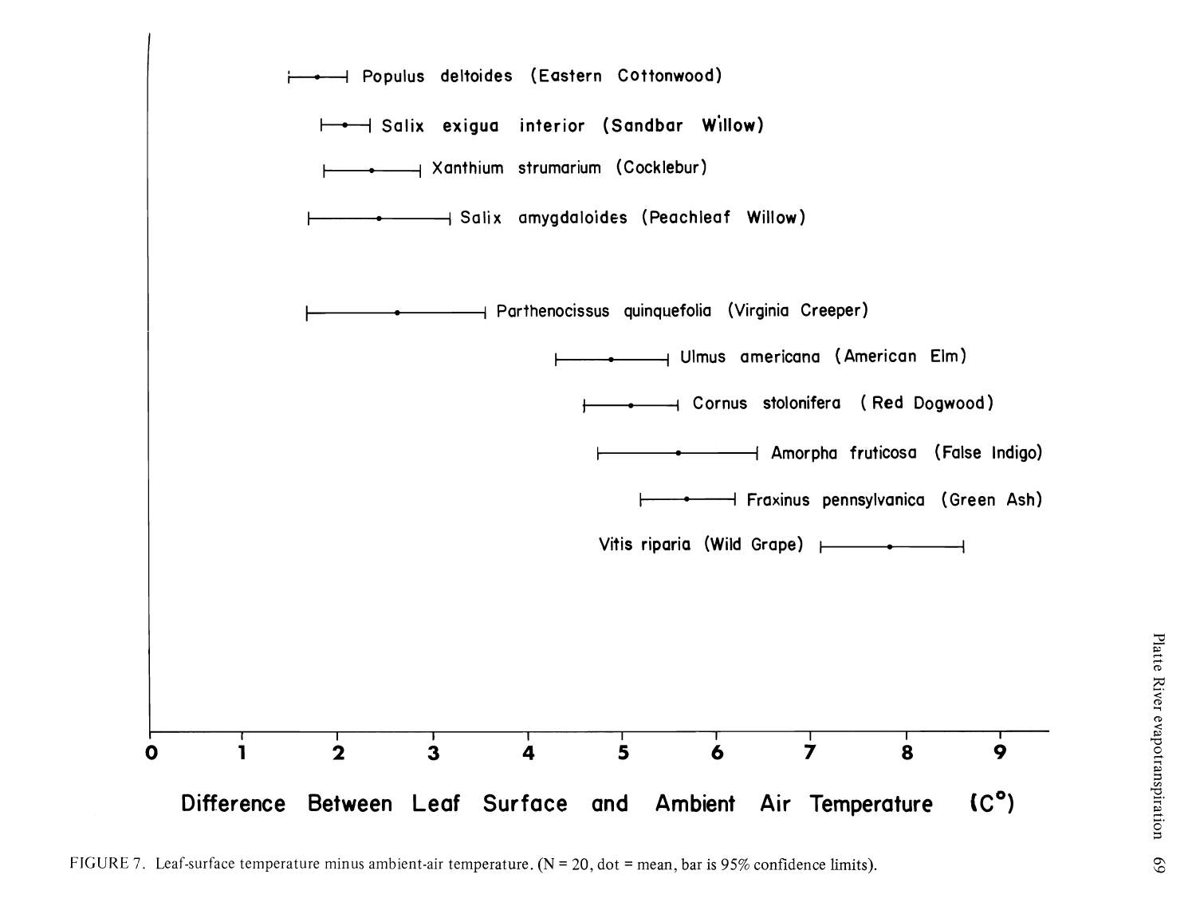FIGURE 7. Leaf-surface temperature minus ambient-air temperature. (N = 20, dot = mean, bar is 95% confidence limits).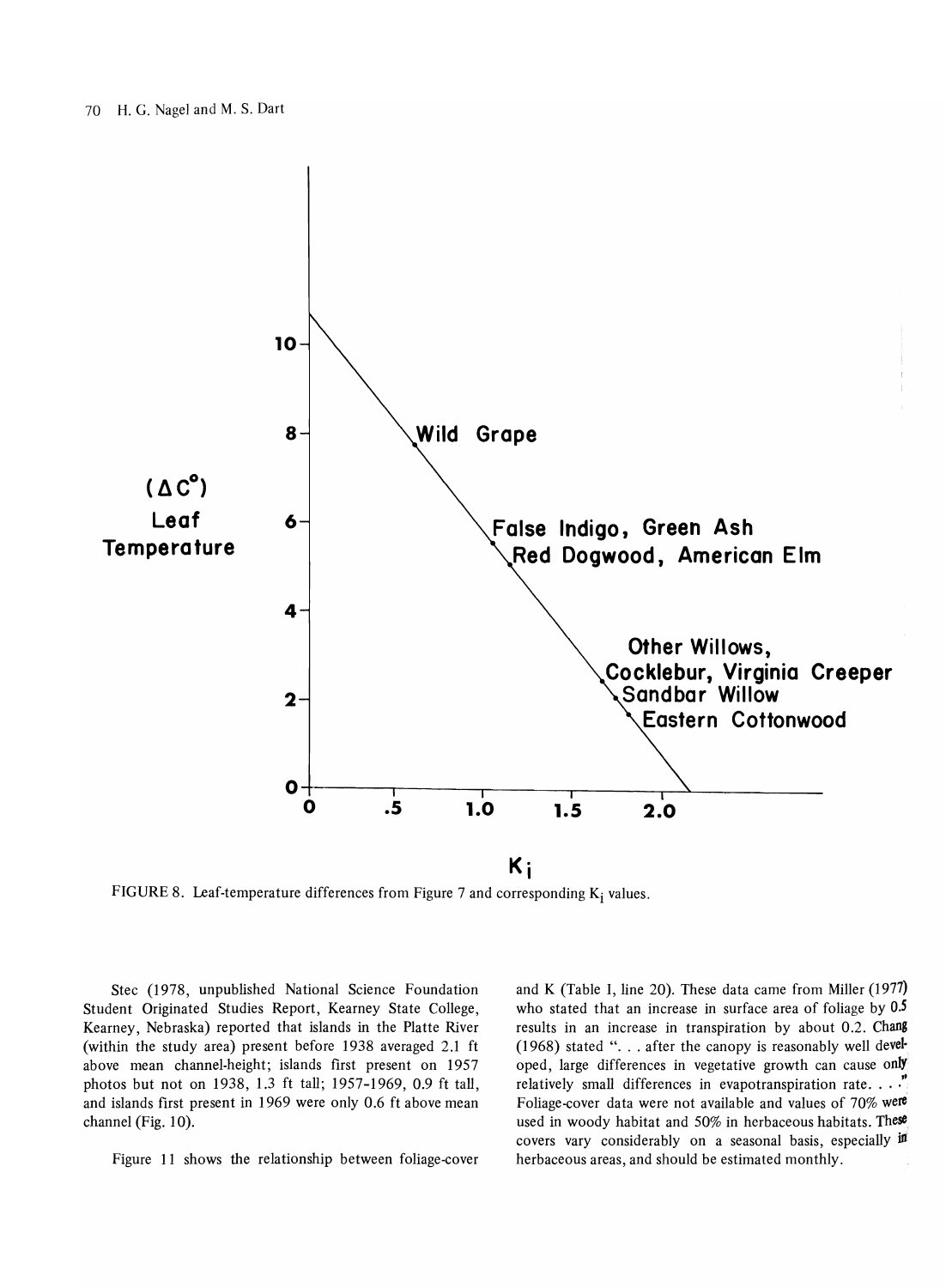FIGURE 8. Leaf-temperature differences from Figure 7 and corresponding $K_i$ values.

Stec (1978, unpublished National Science Foundation Student Originated Studies Report, Kearney State College, Kearney, Nebraska) reported that islands in the Platte River (within the study area) present before 1938 averaged 2.1 ft above mean channel-height; islands first present on 1957 photos but not on 1938, 1.3 ft tall; 1957-1969, 0.9 ft tall, and islands first present in 1969 were only 0.6 ft above mean channel (Fig. 10).

Figure 11 shows the relationship between foliage-cover and K (Table I, line 20). These data came from Miller (1977) who stated that an increase in surface area of foliage by 0.5 results in an increase in transpiration by about 0.2. Chang (1968) stated ". . . after the canopy is reasonably well developed, large differences in vegetative growth can cause only relatively small differences in evapotranspiration rate. . . ." Foliage-cover data were not available and values of 70% were used in woody habitat and 50% in herbaceous habitats. These covers vary considerably on a seasonal basis, especially in herbaceous areas, and should be estimated monthly.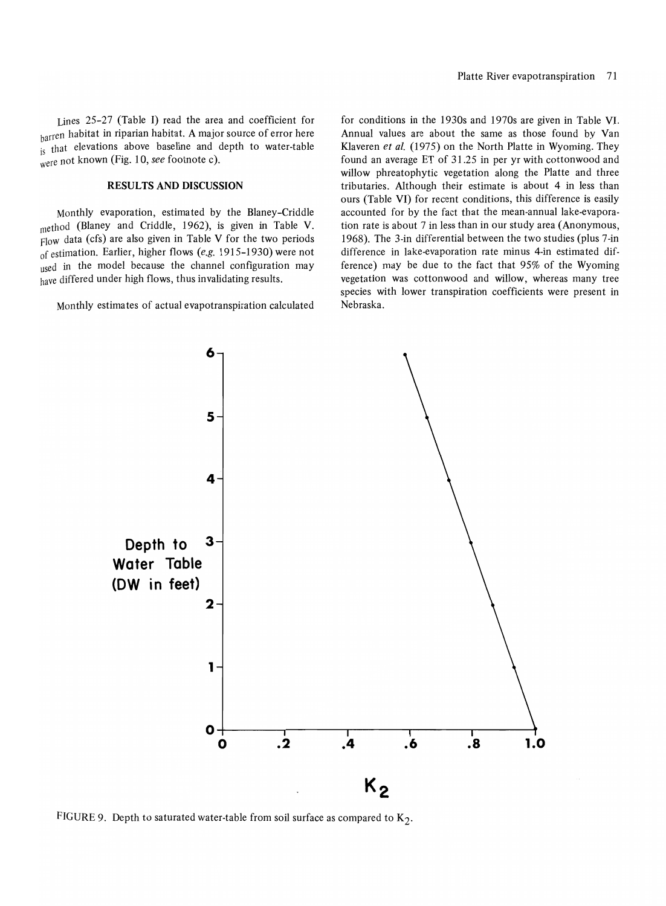Lines 25-27 (Table I) read the area and coefficient for barren habitat in riparian habitat. A major source of error here is that elevations above baseline and depth to water-table were not known (Fig. 10, *see* footnote c).

## RESULTS AND DISCUSSION

Monthly evaporation, estimated by the Blaney-Criddle method (Blaney and Criddle, 1962), is given in Table V. Flow data (cfs) are also given in Table V for the two periods of estimation. Earlier, higher flows (*e.g.* 1915-1930) were not used in the model because the channel configuration may have differed under high flows, thus invalidating results.

Monthly estimates of actual evapotranspiration calculated for conditions in the 1930s and 1970s are given in Table VI. Annual values are about the same as those found by Van Klaveren *et al.* (1975) on the North Platte in Wyoming. They found an average ET of 31.25 in per yr with cottonwood and willow phreatophytic vegetation along the Platte and three tributaries. Although their estimate is about 4 in less than ours (Table VI) for recent conditions, this difference is easily accounted for by the fact that the mean-annual lake-evaporation rate is about 7 in less than in our study area (Anonymous, 1968). The 3-in differential between the two studies (plus 7-in difference in lake-evaporation rate minus 4-in estimated difference) may be due to the fact that 95% of the Wyoming vegetation was cottonwood and willow, whereas many tree species with lower transpiration coefficients were present in Nebraska.

FIGURE 9. Depth to saturated water-table from soil surface as compared to $K_2$.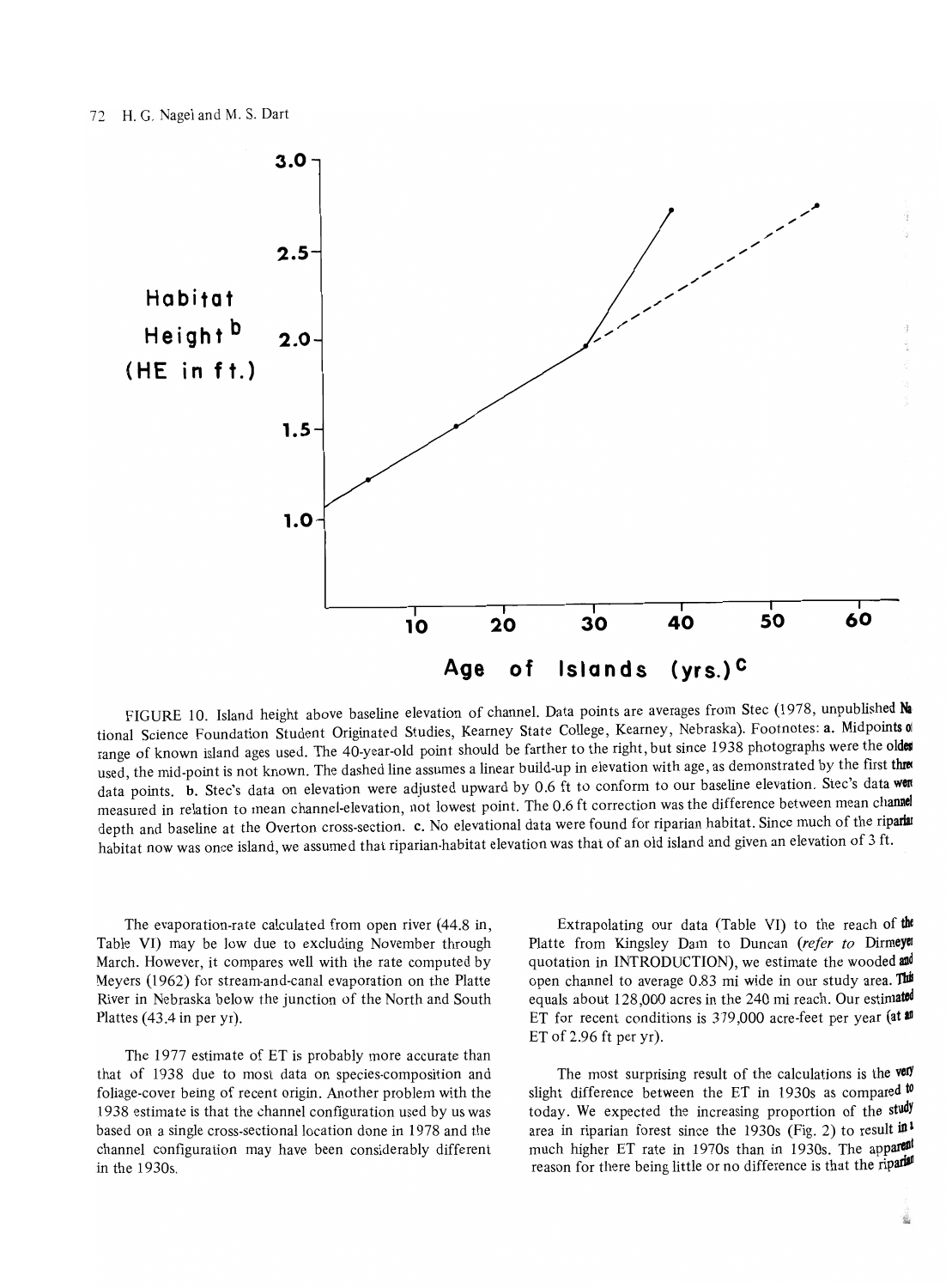FIGURE 10. Island height above baseline elevation of channel. Data points are averages from Stec (1978, unpublished National Science Foundation Student Originated Studies, Kearney State College, Kearney, Nebraska). Footnotes: **a.** Midpoints of range of known island ages used. The 40-year-old point should be farther to the right, but since 1938 photographs were the oldest used, the mid-point is not known. The dashed line assumes a linear build-up in elevation with age, as demonstrated by the first three data points. **b.** Stec's data on elevation were adjusted upward by 0.6 ft to conform to our baseline elevation. Stec's data were measured in relation to mean channel-elevation, not lowest point. The 0.6 ft correction was the difference between mean channel depth and baseline at the Overton cross-section. **c.** No elevational data were found for riparian habitat. Since much of the riparian habitat now was once island, we assumed that riparian-habitat elevation was that of an old island and given an elevation of 3 ft.

The evaporation-rate calculated from open river (44.8 in, Table VI) may be low due to excluding November through March. However, it compares well with the rate computed by Meyers (1962) for stream-and-canal evaporation on the Platte River in Nebraska below the junction of the North and South Plattes (43.4 in per yr).

The 1977 estimate of ET is probably more accurate than that of 1938 due to most data on species-composition and foliage-cover being of recent origin. Another problem with the 1938 estimate is that the channel configuration used by us was based on a single cross-sectional location done in 1978 and the channel configuration may have been considerably different in the 1930s.

Extrapolating our data (Table VI) to the reach of the Platte from Kingsley Dam to Duncan (*refer to* Dirmeyer quotation in INTRODUCTION), we estimate the wooded and open channel to average 0.83 mi wide in our study area. This equals about 128,000 acres in the 240 mi reach. Our estimated ET for recent conditions is 379,000 acre-feet per year (at an ET of 2.96 ft per yr).

The most surprising result of the calculations is the very slight difference between the ET in 1930s as compared to today. We expected the increasing proportion of the study area in riparian forest since the 1930s (Fig. 2) to result in a much higher ET rate in 1970s than in 1930s. The apparent reason for there being little or no difference is that the riparian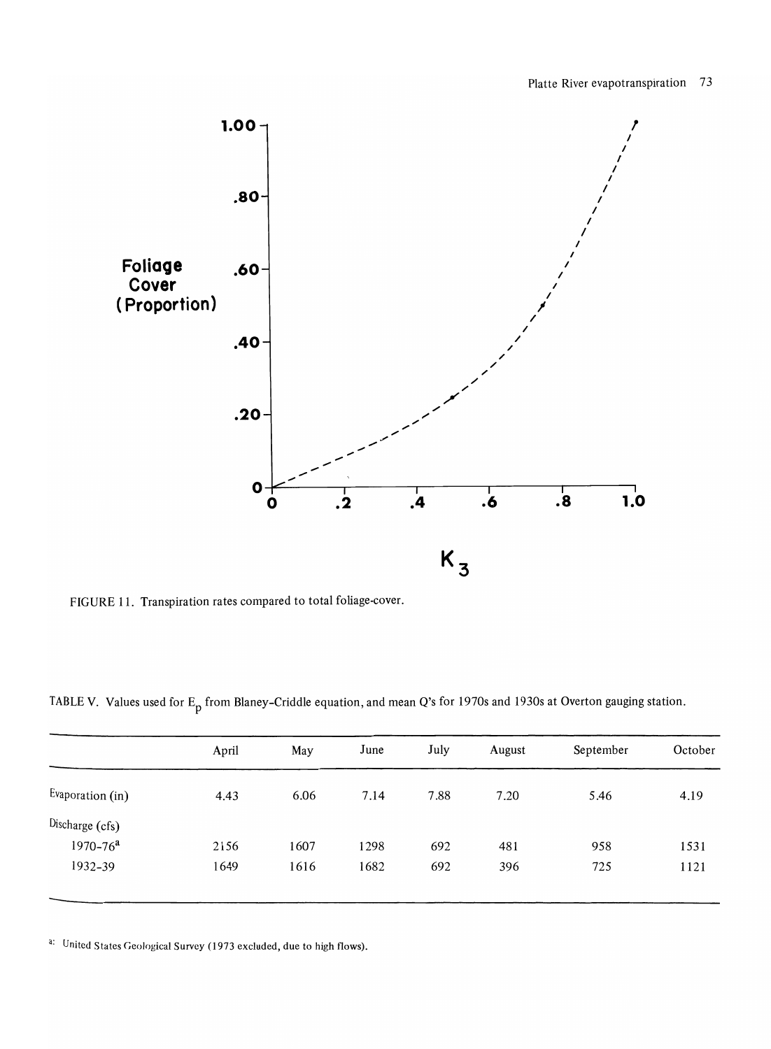FIGURE 11. Transpiration rates compared to total foliage-cover.

TABLE V. Values used for $E_p$ from Blaney-Criddle equation, and mean Q's for 1970s and 1930s at Overton gauging station.

| | April | May | June | July | August | September | October |
|---|---|---|---|---|---|---|---|
| Evaporation (in) | 4.43 | 6.06 | 7.14 | 7.88 | 7.20 | 5.46 | 4.19 |
| Discharge (cfs) | | | | | | | |
| 1970-76[a] | 2156 | 1607 | 1298 | 692 | 481 | 958 | 1531 |
| 1932-39 | 1649 | 1616 | 1682 | 692 | 396 | 725 | 1121 |

[a]: United States Geological Survey (1973 excluded, due to high flows).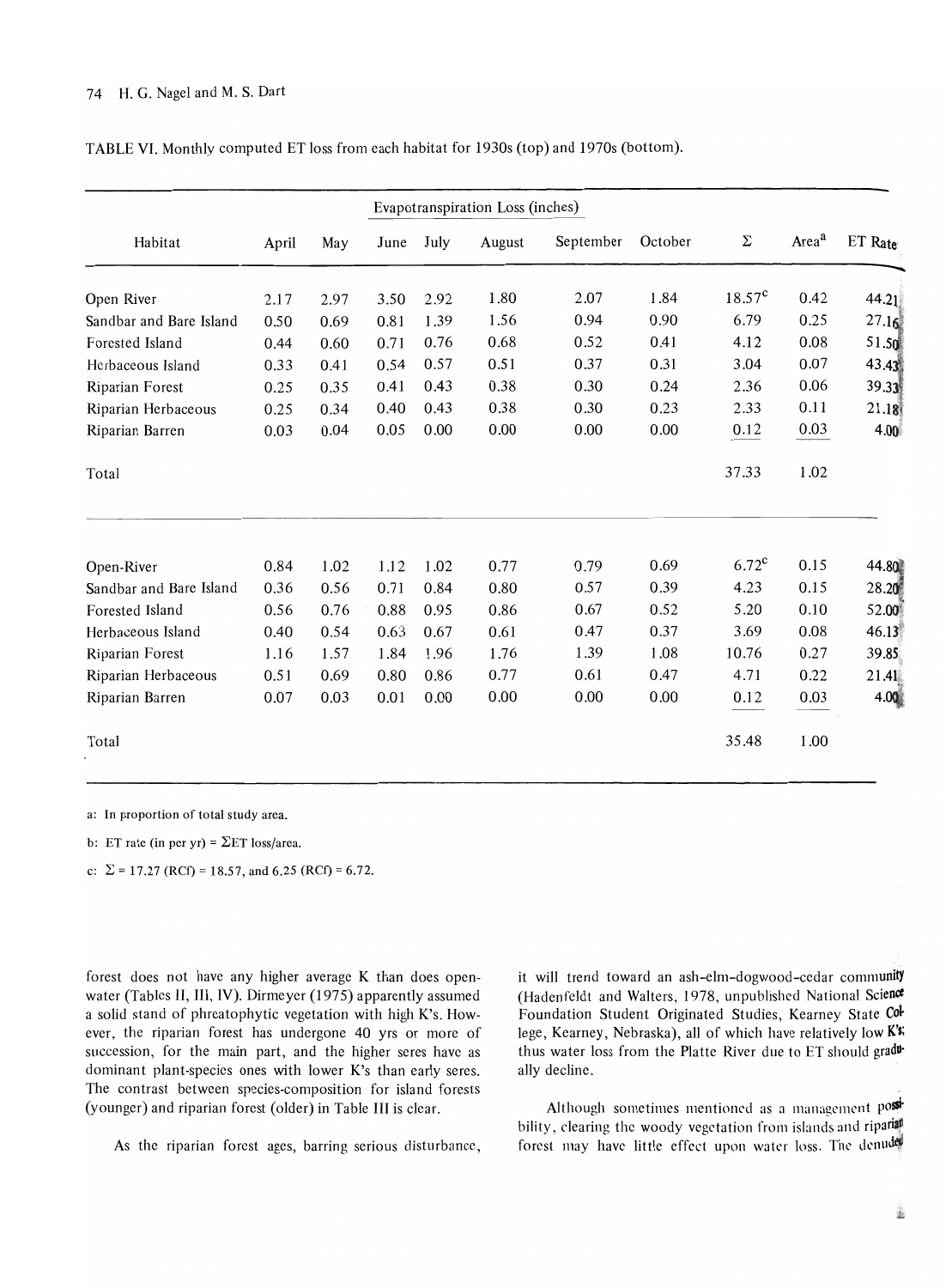TABLE VI. Monthly computed ET loss from each habitat for 1930s (top) and 1970s (bottom).

| Habitat | Evapotranspiration Loss (inches) | | | | | | | | | |
|---|---|---|---|---|---|---|---|---|---|---|
| | April | May | June | July | August | September | October | Σ | Area[a] | ET Rate |
| Open River | 2.17 | 2.97 | 3.50 | 2.92 | 1.80 | 2.07 | 1.84 | 18.57[c] | 0.42 | 44.21 |
| Sandbar and Bare Island | 0.50 | 0.69 | 0.81 | 1.39 | 1.56 | 0.94 | 0.90 | 6.79 | 0.25 | 27.16 |
| Forested Island | 0.44 | 0.60 | 0.71 | 0.76 | 0.68 | 0.52 | 0.41 | 4.12 | 0.08 | 51.50 |
| Herbaceous Island | 0.33 | 0.41 | 0.54 | 0.57 | 0.51 | 0.37 | 0.31 | 3.04 | 0.07 | 43.43 |
| Riparian Forest | 0.25 | 0.35 | 0.41 | 0.43 | 0.38 | 0.30 | 0.24 | 2.36 | 0.06 | 39.33 |
| Riparian Herbaceous | 0.25 | 0.34 | 0.40 | 0.43 | 0.38 | 0.30 | 0.23 | 2.33 | 0.11 | 21.18 |
| Riparian Barren | 0.03 | 0.04 | 0.05 | 0.00 | 0.00 | 0.00 | 0.00 | 0.12 | 0.03 | 4.00 |
| Total | | | | | | | | 37.33 | 1.02 | |
| | | | | | | | | | | |
| Open-River | 0.84 | 1.02 | 1.12 | 1.02 | 0.77 | 0.79 | 0.69 | 6.72[c] | 0.15 | 44.80 |
| Sandbar and Bare Island | 0.36 | 0.56 | 0.71 | 0.84 | 0.80 | 0.57 | 0.39 | 4.23 | 0.15 | 28.20 |
| Forested Island | 0.56 | 0.76 | 0.88 | 0.95 | 0.86 | 0.67 | 0.52 | 5.20 | 0.10 | 52.00 |
| Herbaceous Island | 0.40 | 0.54 | 0.63 | 0.67 | 0.61 | 0.47 | 0.37 | 3.69 | 0.08 | 46.13 |
| Riparian Forest | 1.16 | 1.57 | 1.84 | 1.96 | 1.76 | 1.39 | 1.08 | 10.76 | 0.27 | 39.85 |
| Riparian Herbaceous | 0.51 | 0.69 | 0.80 | 0.86 | 0.77 | 0.61 | 0.47 | 4.71 | 0.22 | 21.41 |
| Riparian Barren | 0.07 | 0.03 | 0.01 | 0.00 | 0.00 | 0.00 | 0.00 | 0.12 | 0.03 | 4.00 |
| Total | | | | | | | | 35.48 | 1.00 | |

a: In proportion of total study area.

b: ET rate (in per yr) = ΣET loss/area.

c: Σ = 17.27 (RCf) = 18.57, and 6.25 (RCf) = 6.72.

forest does not have any higher average K than does open-water (Tables II, III, IV). Dirmeyer (1975) apparently assumed a solid stand of phreatophytic vegetation with high K's. However, the riparian forest has undergone 40 yrs or more of succession, for the main part, and the higher seres have as dominant plant-species ones with lower K's than early seres. The contrast between species-composition for island forests (younger) and riparian forest (older) in Table III is clear.

As the riparian forest ages, barring serious disturbance, it will trend toward an ash-elm-dogwood-cedar community (Hadenfeldt and Walters, 1978, unpublished National Science Foundation Student Originated Studies, Kearney State College, Kearney, Nebraska), all of which have relatively low K's; thus water loss from the Platte River due to ET should gradually decline.

Although sometimes mentioned as a management possibility, clearing the woody vegetation from islands and riparian forest may have little effect upon water loss. The denuded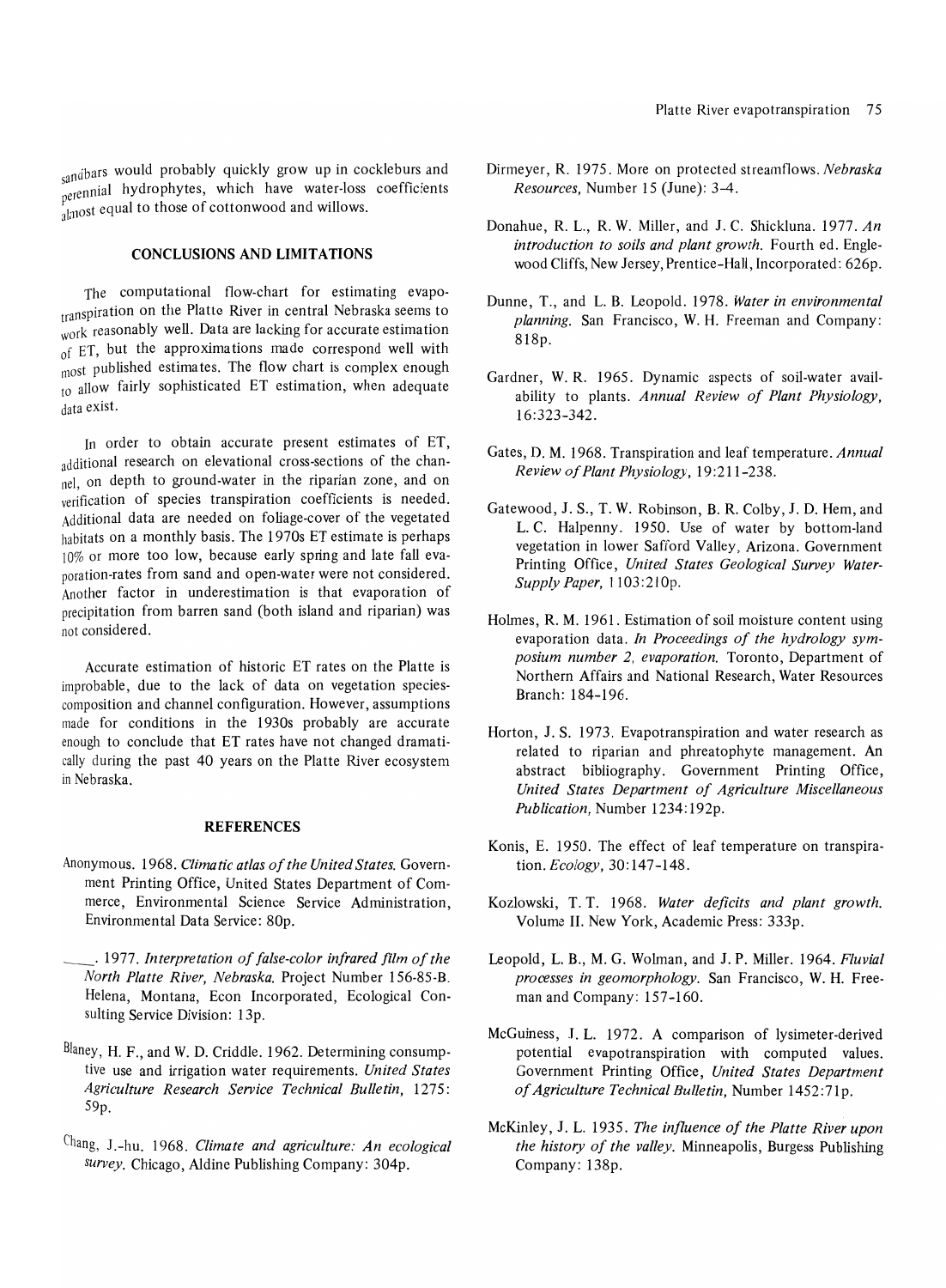sandbars would probably quickly grow up in cockleburs and perennial hydrophytes, which have water-loss coefficients almost equal to those of cottonwood and willows.

## CONCLUSIONS AND LIMITATIONS

The computational flow-chart for estimating evapotranspiration on the Platte River in central Nebraska seems to work reasonably well. Data are lacking for accurate estimation of ET, but the approximations made correspond well with most published estimates. The flow chart is complex enough to allow fairly sophisticated ET estimation, when adequate data exist.

In order to obtain accurate present estimates of ET, additional research on elevational cross-sections of the channel, on depth to ground-water in the riparian zone, and on verification of species transpiration coefficients is needed. Additional data are needed on foliage-cover of the vegetated habitats on a monthly basis. The 1970s ET estimate is perhaps 10% or more too low, because early spring and late fall evaporation-rates from sand and open-water were not considered. Another factor in underestimation is that evaporation of precipitation from barren sand (both island and riparian) was not considered.

Accurate estimation of historic ET rates on the Platte is improbable, due to the lack of data on vegetation species-composition and channel configuration. However, assumptions made for conditions in the 1930s probably are accurate enough to conclude that ET rates have not changed dramatically during the past 40 years on the Platte River ecosystem in Nebraska.

## REFERENCES

Anonymous. 1968. *Climatic atlas of the United States.* Government Printing Office, United States Department of Commerce, Environmental Science Service Administration, Environmental Data Service: 80p.

\_\_\_\_. 1977. *Interpretation of false-color infrared film of the North Platte River, Nebraska.* Project Number 156-85-B. Helena, Montana, Econ Incorporated, Ecological Consulting Service Division: 13p.

Blaney, H. F., and W. D. Criddle. 1962. Determining consumptive use and irrigation water requirements. *United States Agriculture Research Service Technical Bulletin,* 1275: 59p.

Chang, J.-hu. 1968. *Climate and agriculture: An ecological survey.* Chicago, Aldine Publishing Company: 304p.

Dirmeyer, R. 1975. More on protected streamflows. *Nebraska Resources,* Number 15 (June): 3-4.

Donahue, R. L., R. W. Miller, and J. C. Shickluna. 1977. *An introduction to soils and plant growth.* Fourth ed. Englewood Cliffs, New Jersey, Prentice-Hall, Incorporated: 626p.

Dunne, T., and L. B. Leopold. 1978. *Water in environmental planning.* San Francisco, W. H. Freeman and Company: 818p.

Gardner, W. R. 1965. Dynamic aspects of soil-water availability to plants. *Annual Review of Plant Physiology,* 16:323-342.

Gates, D. M. 1968. Transpiration and leaf temperature. *Annual Review of Plant Physiology,* 19:211-238.

Gatewood, J. S., T. W. Robinson, B. R. Colby, J. D. Hem, and L. C. Halpenny. 1950. Use of water by bottom-land vegetation in lower Safford Valley, Arizona. Government Printing Office, *United States Geological Survey Water-Supply Paper,* 1103:210p.

Holmes, R. M. 1961. Estimation of soil moisture content using evaporation data. *In Proceedings of the hydrology symposium number 2, evaporation.* Toronto, Department of Northern Affairs and National Research, Water Resources Branch: 184-196.

Horton, J. S. 1973. Evapotranspiration and water research as related to riparian and phreatophyte management. An abstract bibliography. Government Printing Office, *United States Department of Agriculture Miscellaneous Publication,* Number 1234:192p.

Konis, E. 1950. The effect of leaf temperature on transpiration. *Ecology,* 30:147-148.

Kozlowski, T. T. 1968. *Water deficits and plant growth.* Volume II. New York, Academic Press: 333p.

Leopold, L. B., M. G. Wolman, and J. P. Miller. 1964. *Fluvial processes in geomorphology.* San Francisco, W. H. Freeman and Company: 157-160.

McGuiness, J. L. 1972. A comparison of lysimeter-derived potential evapotranspiration with computed values. Government Printing Office, *United States Department of Agriculture Technical Bulletin,* Number 1452:71p.

McKinley, J. L. 1935. *The influence of the Platte River upon the history of the valley.* Minneapolis, Burgess Publishing Company: 138p.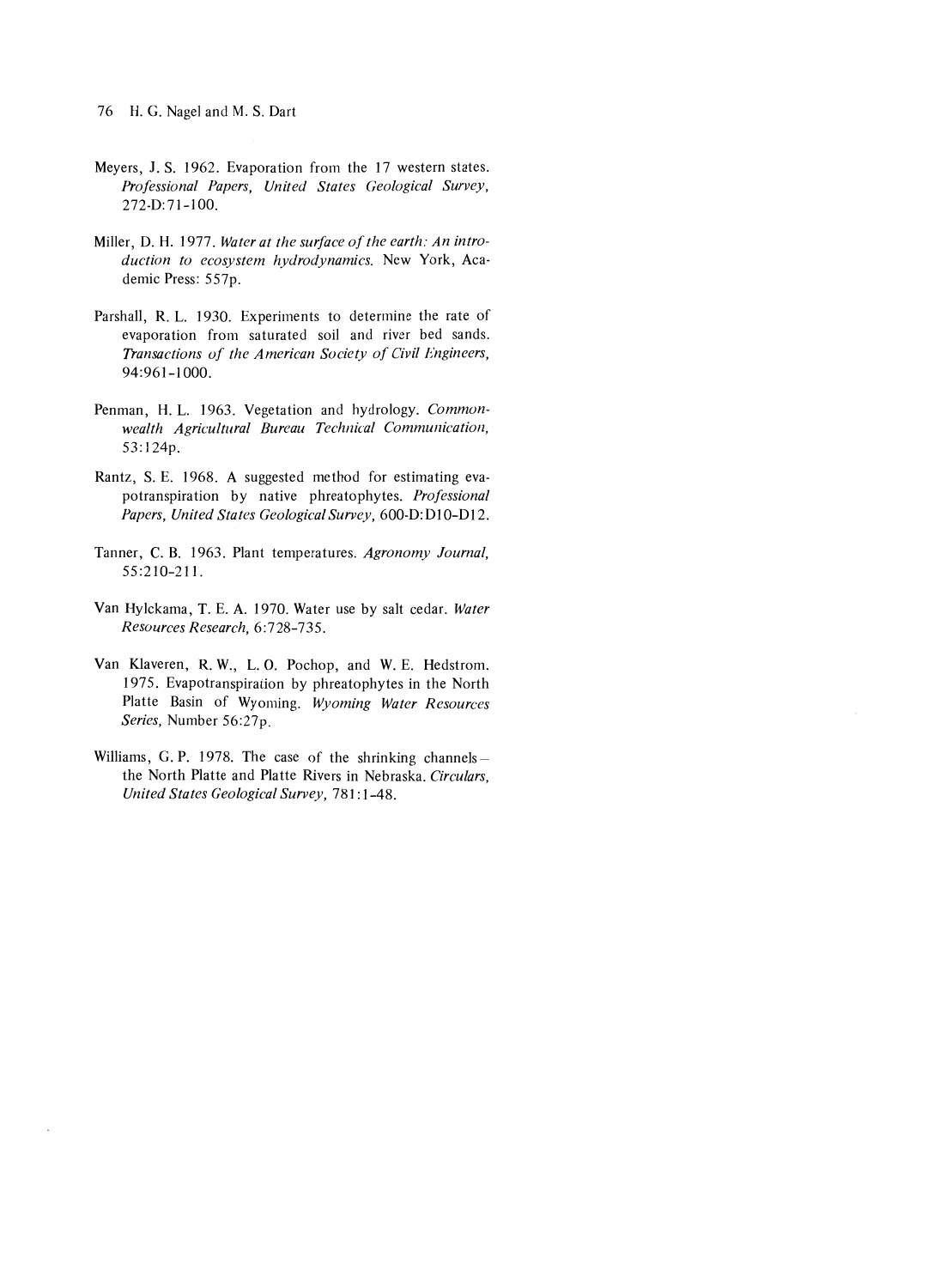Meyers, J. S. 1962. Evaporation from the 17 western states. *Professional Papers, United States Geological Survey,* 272-D:71-100.

Miller, D. H. 1977. *Water at the surface of the earth: An introduction to ecosystem hydrodynamics.* New York, Academic Press: 557p.

Parshall, R. L. 1930. Experiments to determine the rate of evaporation from saturated soil and river bed sands. *Transactions of the American Society of Civil Engineers,* 94:961-1000.

Penman, H. L. 1963. Vegetation and hydrology. *Commonwealth Agricultural Bureau Technical Communication,* 53:124p.

Rantz, S. E. 1968. A suggested method for estimating evapotranspiration by native phreatophytes. *Professional Papers, United States Geological Survey,* 600-D:D10–D12.

Tanner, C. B. 1963. Plant temperatures. *Agronomy Journal,* 55:210–211.

Van Hylckama, T. E. A. 1970. Water use by salt cedar. *Water Resources Research,* 6:728–735.

Van Klaveren, R. W., L. O. Pochop, and W. E. Hedstrom. 1975. Evapotranspiration by phreatophytes in the North Platte Basin of Wyoming. *Wyoming Water Resources Series,* Number 56:27p.

Williams, G. P. 1978. The case of the shrinking channels – the North Platte and Platte Rivers in Nebraska. *Circulars, United States Geological Survey,* 781:1–48.